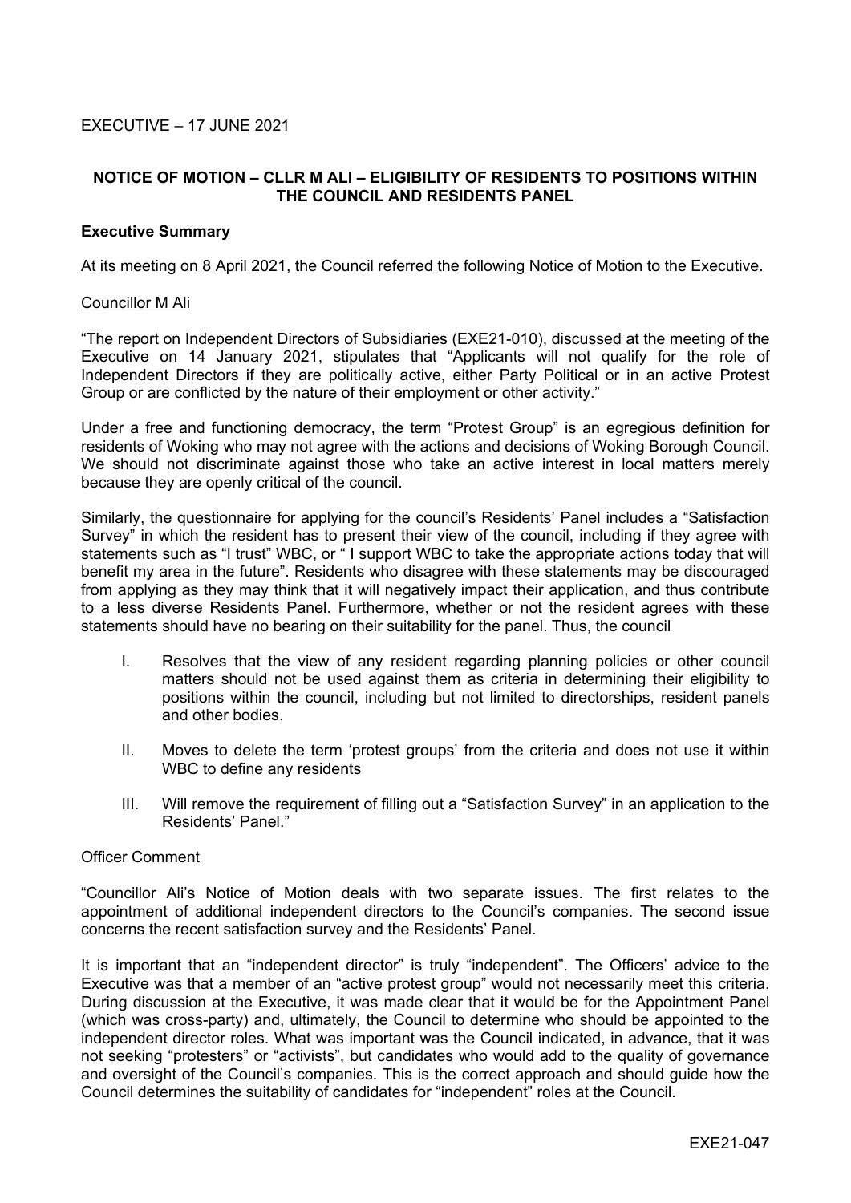EXECUTIVE – 17 JUNE 2021

## NOTICE OF MOTION – CLLR M ALI – ELIGIBILITY OF RESIDENTS TO POSITIONS WITHIN THE COUNCIL AND RESIDENTS PANEL

### Executive Summary

At its meeting on 8 April 2021, the Council referred the following Notice of Motion to the Executive.

Councillor M Ali

"The report on Independent Directors of Subsidiaries (EXE21-010), discussed at the meeting of the Executive on 14 January 2021, stipulates that "Applicants will not qualify for the role of Independent Directors if they are politically active, either Party Political or in an active Protest Group or are conflicted by the nature of their employment or other activity."

Under a free and functioning democracy, the term "Protest Group" is an egregious definition for residents of Woking who may not agree with the actions and decisions of Woking Borough Council. We should not discriminate against those who take an active interest in local matters merely because they are openly critical of the council.

Similarly, the questionnaire for applying for the council's Residents' Panel includes a "Satisfaction Survey" in which the resident has to present their view of the council, including if they agree with statements such as "I trust" WBC, or " I support WBC to take the appropriate actions today that will benefit my area in the future". Residents who disagree with these statements may be discouraged from applying as they may think that it will negatively impact their application, and thus contribute to a less diverse Residents Panel. Furthermore, whether or not the resident agrees with these statements should have no bearing on their suitability for the panel. Thus, the council

I. Resolves that the view of any resident regarding planning policies or other council matters should not be used against them as criteria in determining their eligibility to positions within the council, including but not limited to directorships, resident panels and other bodies.

II. Moves to delete the term 'protest groups' from the criteria and does not use it within WBC to define any residents

III. Will remove the requirement of filling out a "Satisfaction Survey" in an application to the Residents' Panel."

Officer Comment

"Councillor Ali's Notice of Motion deals with two separate issues. The first relates to the appointment of additional independent directors to the Council's companies. The second issue concerns the recent satisfaction survey and the Residents' Panel.

It is important that an "independent director" is truly "independent". The Officers' advice to the Executive was that a member of an "active protest group" would not necessarily meet this criteria. During discussion at the Executive, it was made clear that it would be for the Appointment Panel (which was cross-party) and, ultimately, the Council to determine who should be appointed to the independent director roles. What was important was the Council indicated, in advance, that it was not seeking "protesters" or "activists", but candidates who would add to the quality of governance and oversight of the Council's companies. This is the correct approach and should guide how the Council determines the suitability of candidates for "independent" roles at the Council.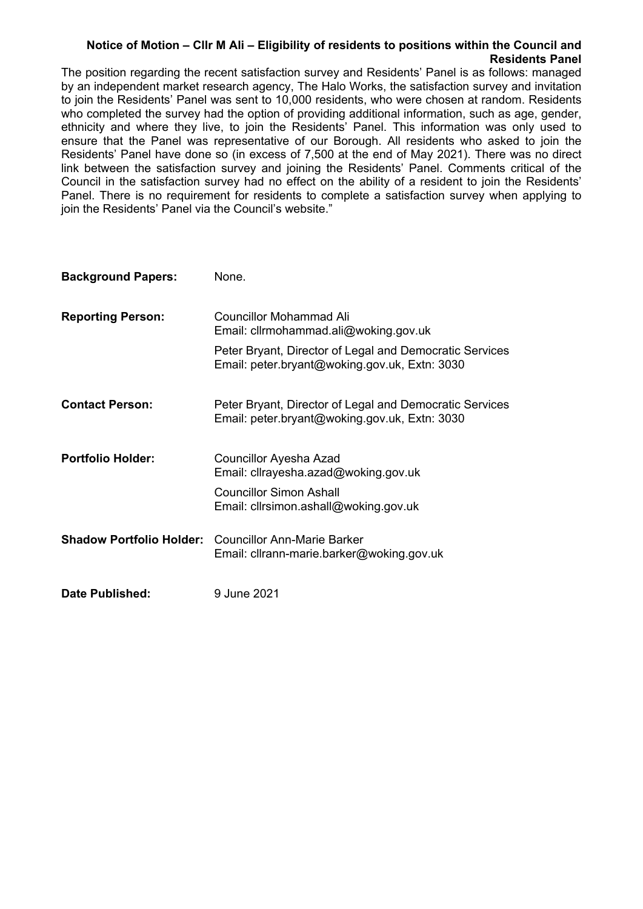**Notice of Motion – Cllr M Ali – Eligibility of residents to positions within the Council and Residents Panel**

The position regarding the recent satisfaction survey and Residents' Panel is as follows: managed by an independent market research agency, The Halo Works, the satisfaction survey and invitation to join the Residents' Panel was sent to 10,000 residents, who were chosen at random. Residents who completed the survey had the option of providing additional information, such as age, gender, ethnicity and where they live, to join the Residents' Panel. This information was only used to ensure that the Panel was representative of our Borough. All residents who asked to join the Residents' Panel have done so (in excess of 7,500 at the end of May 2021). There was no direct link between the satisfaction survey and joining the Residents' Panel. Comments critical of the Council in the satisfaction survey had no effect on the ability of a resident to join the Residents' Panel. There is no requirement for residents to complete a satisfaction survey when applying to join the Residents' Panel via the Council's website."

| | |
|---|---|
| **Background Papers:** | None. |
| **Reporting Person:** | Councillor Mohammad Ali<br>Email: cllrmohammad.ali@woking.gov.uk<br><br>Peter Bryant, Director of Legal and Democratic Services<br>Email: peter.bryant@woking.gov.uk, Extn: 3030 |
| **Contact Person:** | Peter Bryant, Director of Legal and Democratic Services<br>Email: peter.bryant@woking.gov.uk, Extn: 3030 |
| **Portfolio Holder:** | Councillor Ayesha Azad<br>Email: cllrayesha.azad@woking.gov.uk<br><br>Councillor Simon Ashall<br>Email: cllrsimon.ashall@woking.gov.uk |
| **Shadow Portfolio Holder:** | Councillor Ann-Marie Barker<br>Email: cllrann-marie.barker@woking.gov.uk |
| **Date Published:** | 9 June 2021 |